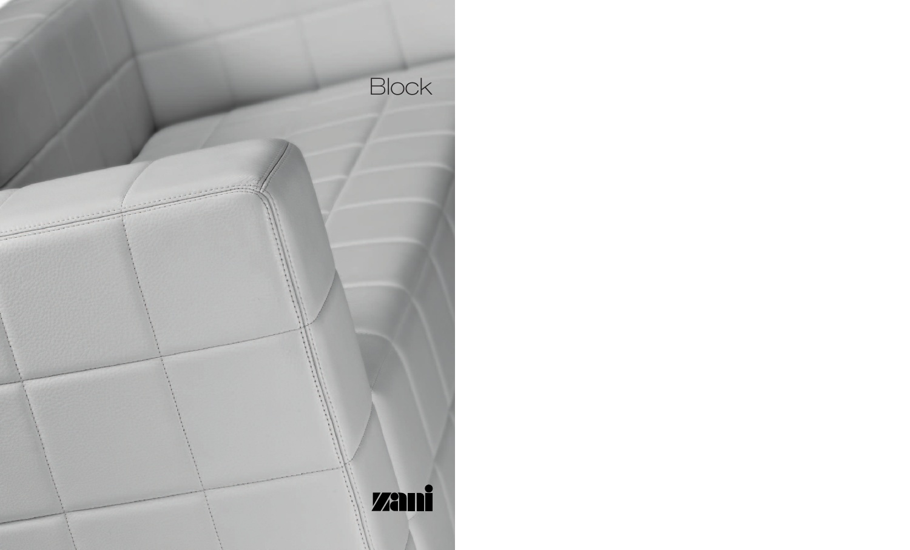# Block

zani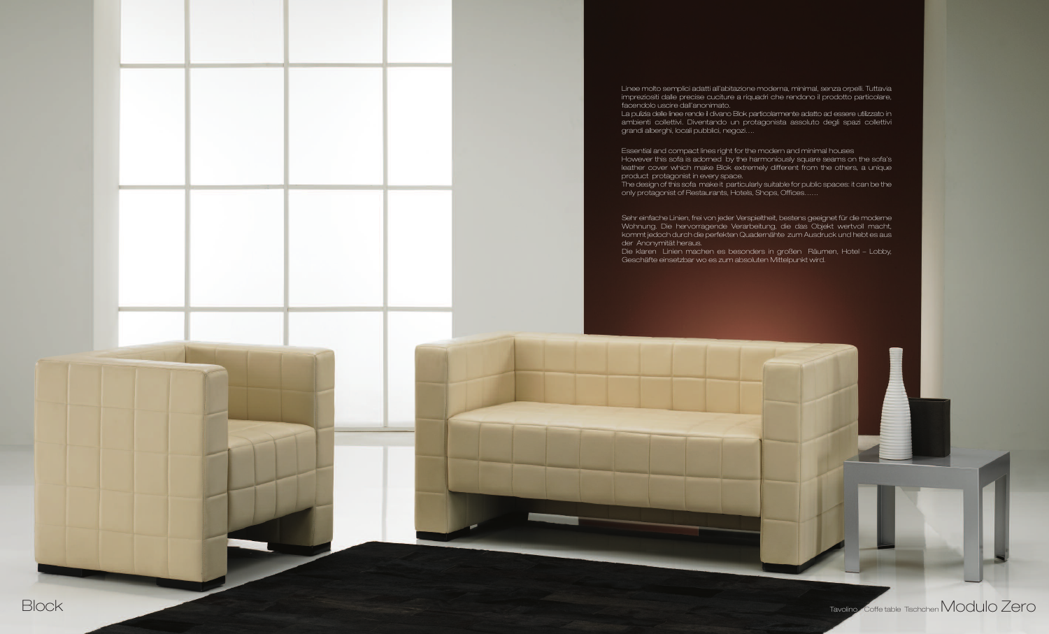Linee molto semplici adatti all'abitazione moderna, minimal, senza orpelli. Tuttavia impreziositi dalle precise cuciture a riquadri che rendono il prodotto particolare, facendolo uscire dall'anonimato.
La pulizia delle linee rende il divano Blok particolarmente adatto ad essere utilizzato in ambienti collettivi. Diventando un protagonista assoluto degli spazi collettivi grandi alberghi, locali pubblici, negozi….

Essential and compact lines right for the modern and minimal houses
However this sofa is adorned by the harmoniously square seams on the sofa's leather cover which make Blok extremely different from the others, a unique product protagonist in every space.
The design of this sofa make it particularly suitable for public spaces: it can be the only protagonist of Restaurants, Hotels, Shops, Offices……

Sehr einfache Linien, frei von jeder Verspieltheit, bestens geeignet für die moderne Wohnung. Die hervorragende Verarbeitung, die das Objekt wertvoll macht, kommt jedoch durch die perfekten Quadernähte zum Ausdruck und hebt es aus der Anonymität heraus.
Die klaren Linien machen es besonders in großen Räumen, Hotel – Lobby, Geschäfte einsetzbar wo es zum absoluten Mittelpunkt wird.

Block

Tavolino - Coffe table Tischchen Modulo Zero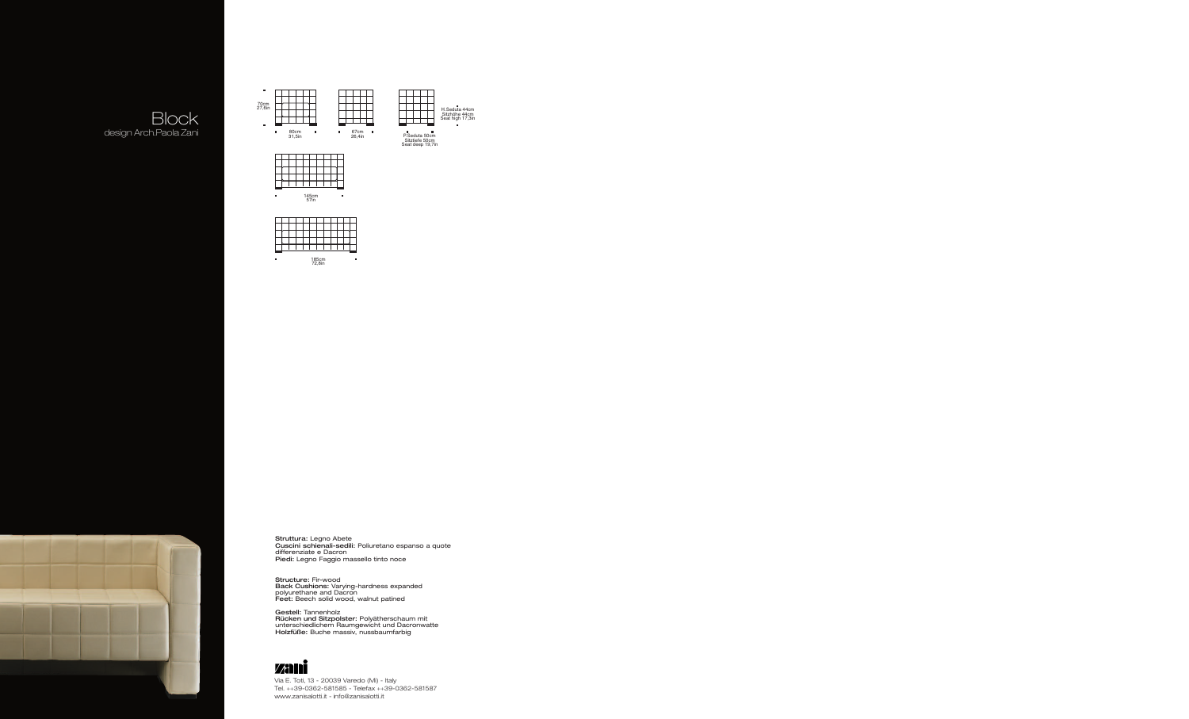# Block

design Arch.Paola Zani

70cm
27,6in

80cm
31,5in

67cm
26,4in

H.Seduta 44cm
Sitzhöhe 44cm
Seat high 17,3in

P.Seduta 50cm
Sitztiefe 50cm
Seat deep 19,7in

145cm
57in

185cm
72,8in

**Struttura:** Legno Abete
**Cuscini schienali-sedili:** Poliuretano espanso a quote differenziate e Dacron
**Piedi:** Legno Faggio massello tinto noce

**Structure:** Fir-wood
**Back Cushions:** Varying-hardness expanded polyurethane and Dacron
**Feet:** Beech solid wood, walnut patined

**Gestell:** Tannenholz
**Rücken und Sitzpolster:** Polyätherschaum mit unterschiedlichem Raumgewicht und Dacronwatte
**Holzfüße:** Buche massiv, nussbaumfarbig

**zani**

Via E. Toti, 13 - 20039 Varedo (Mi) - Italy
Tel. ++39-0362-581585 - Telefax ++39-0362-581587
www.zanisalotti.it - info@zanisalotti.it